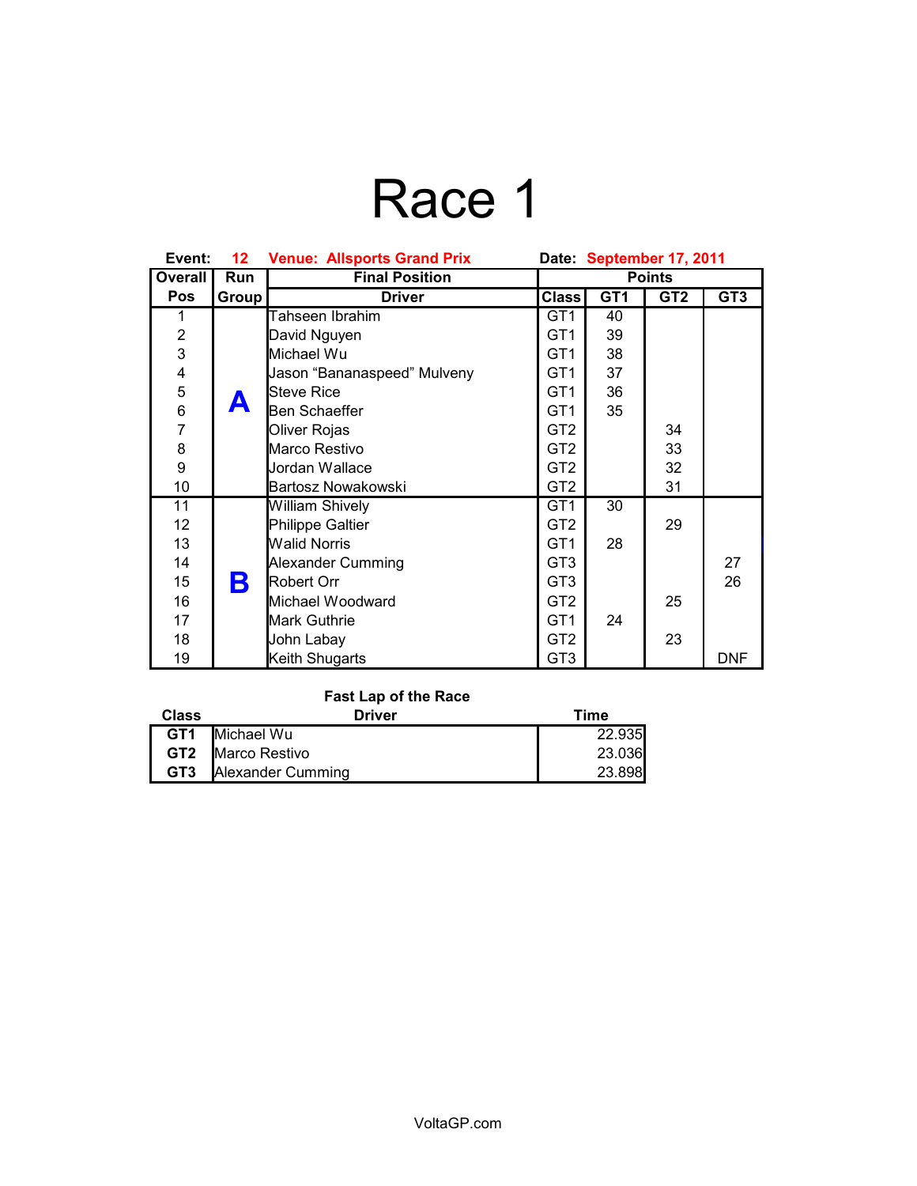# Race 1

**Event:** 12 **Venue: Allsports Grand Prix** **Date:** September 17, 2011

| Overall Pos | Run Group | Final Position Driver | Class | Points GT1 | Points GT2 | Points GT3 |
|---|---|---|---|---|---|---|
| 1 | A | Tahseen Ibrahim | GT1 | 40 | | |
| 2 | A | David Nguyen | GT1 | 39 | | |
| 3 | A | Michael Wu | GT1 | 38 | | |
| 4 | A | Jason “Bananaspeed” Mulveny | GT1 | 37 | | |
| 5 | A | Steve Rice | GT1 | 36 | | |
| 6 | A | Ben Schaeffer | GT1 | 35 | | |
| 7 | A | Oliver Rojas | GT2 | | 34 | |
| 8 | A | Marco Restivo | GT2 | | 33 | |
| 9 | A | Jordan Wallace | GT2 | | 32 | |
| 10 | A | Bartosz Nowakowski | GT2 | | 31 | |
| 11 | B | William Shively | GT1 | 30 | | |
| 12 | B | Philippe Galtier | GT2 | | 29 | |
| 13 | B | Walid Norris | GT1 | 28 | | |
| 14 | B | Alexander Cumming | GT3 | | | 27 |
| 15 | B | Robert Orr | GT3 | | | 26 |
| 16 | B | Michael Woodward | GT2 | | 25 | |
| 17 | B | Mark Guthrie | GT1 | 24 | | |
| 18 | B | John Labay | GT2 | | 23 | |
| 19 | B | Keith Shugarts | GT3 | | | DNF |

**Fast Lap of the Race**

| Class | Driver | Time |
|---|---|---|
| **GT1** | Michael Wu | 22.935 |
| **GT2** | Marco Restivo | 23.036 |
| **GT3** | Alexander Cumming | 23.898 |

VoltaGP.com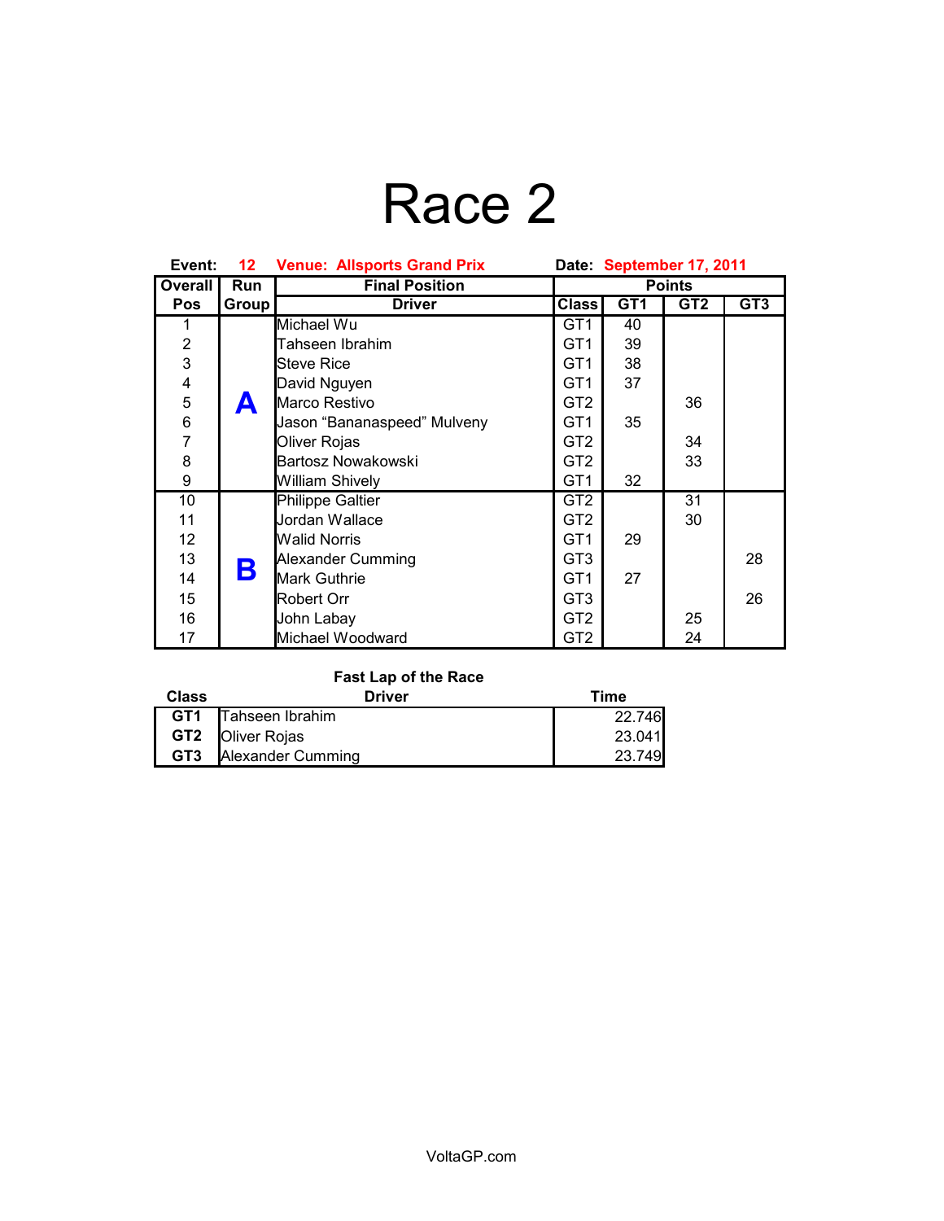# Race 2

**Event:** 12 **Venue: Allsports Grand Prix** **Date:** September 17, 2011

| Overall Pos | Run Group | Final Position Driver | Class | Points GT1 | Points GT2 | Points GT3 |
|---|---|---|---|---|---|---|
| 1 | A | Michael Wu | GT1 | 40 | | |
| 2 | | Tahseen Ibrahim | GT1 | 39 | | |
| 3 | | Steve Rice | GT1 | 38 | | |
| 4 | | David Nguyen | GT1 | 37 | | |
| 5 | | Marco Restivo | GT2 | | 36 | |
| 6 | | Jason “Bananaspeed” Mulveny | GT1 | 35 | | |
| 7 | | Oliver Rojas | GT2 | | 34 | |
| 8 | | Bartosz Nowakowski | GT2 | | 33 | |
| 9 | | William Shively | GT1 | 32 | | |
| 10 | B | Philippe Galtier | GT2 | | 31 | |
| 11 | | Jordan Wallace | GT2 | | 30 | |
| 12 | | Walid Norris | GT1 | 29 | | |
| 13 | | Alexander Cumming | GT3 | | | 28 |
| 14 | | Mark Guthrie | GT1 | 27 | | |
| 15 | | Robert Orr | GT3 | | | 26 |
| 16 | | John Labay | GT2 | | 25 | |
| 17 | | Michael Woodward | GT2 | | 24 | |

**Fast Lap of the Race**

| Class | Driver | Time |
|---|---|---|
| GT1 | Tahseen Ibrahim | 22.746 |
| GT2 | Oliver Rojas | 23.041 |
| GT3 | Alexander Cumming | 23.749 |

VoltaGP.com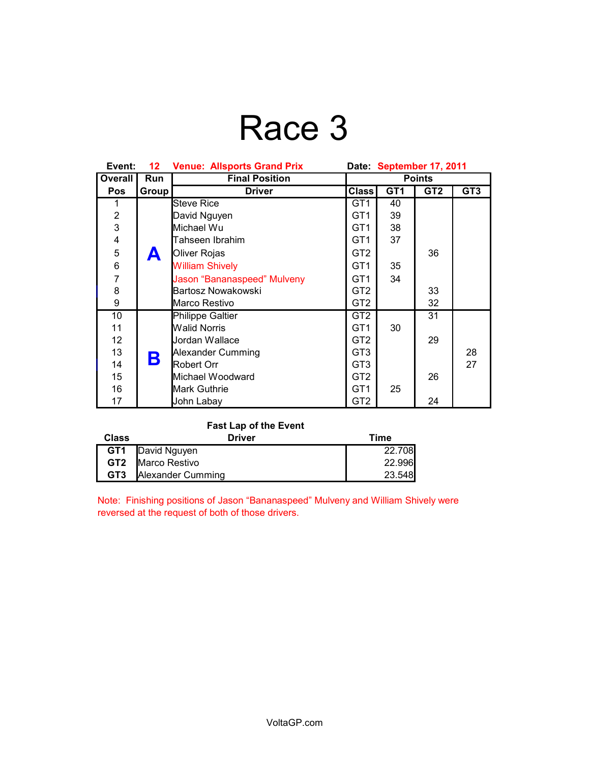# Race 3

**Event:** 12 **Venue: Allsports Grand Prix** **Date: September 17, 2011**

| Overall Pos | Run Group | Final Position Driver | Class | Points GT1 | Points GT2 | Points GT3 |
|---|---|---|---|---|---|---|
| 1 | A | Steve Rice | GT1 | 40 | | |
| 2 | | David Nguyen | GT1 | 39 | | |
| 3 | | Michael Wu | GT1 | 38 | | |
| 4 | | Tahseen Ibrahim | GT1 | 37 | | |
| 5 | | Oliver Rojas | GT2 | | 36 | |
| 6 | | William Shively | GT1 | 35 | | |
| 7 | | Jason “Bananaspeed” Mulveny | GT1 | 34 | | |
| 8 | | Bartosz Nowakowski | GT2 | | 33 | |
| 9 | | Marco Restivo | GT2 | | 32 | |
| 10 | B | Philippe Galtier | GT2 | | 31 | |
| 11 | | Walid Norris | GT1 | 30 | | |
| 12 | | Jordan Wallace | GT2 | | 29 | |
| 13 | | Alexander Cumming | GT3 | | | 28 |
| 14 | | Robert Orr | GT3 | | | 27 |
| 15 | | Michael Woodward | GT2 | | 26 | |
| 16 | | Mark Guthrie | GT1 | 25 | | |
| 17 | | John Labay | GT2 | | 24 | |

**Fast Lap of the Event**

| Class | Driver | Time |
|---|---|---|
| **GT1** | David Nguyen | 22.708 |
| **GT2** | Marco Restivo | 22.996 |
| **GT3** | Alexander Cumming | 23.548 |

Note: Finishing positions of Jason “Bananaspeed” Mulveny and William Shively were reversed at the request of both of those drivers.

VoltaGP.com